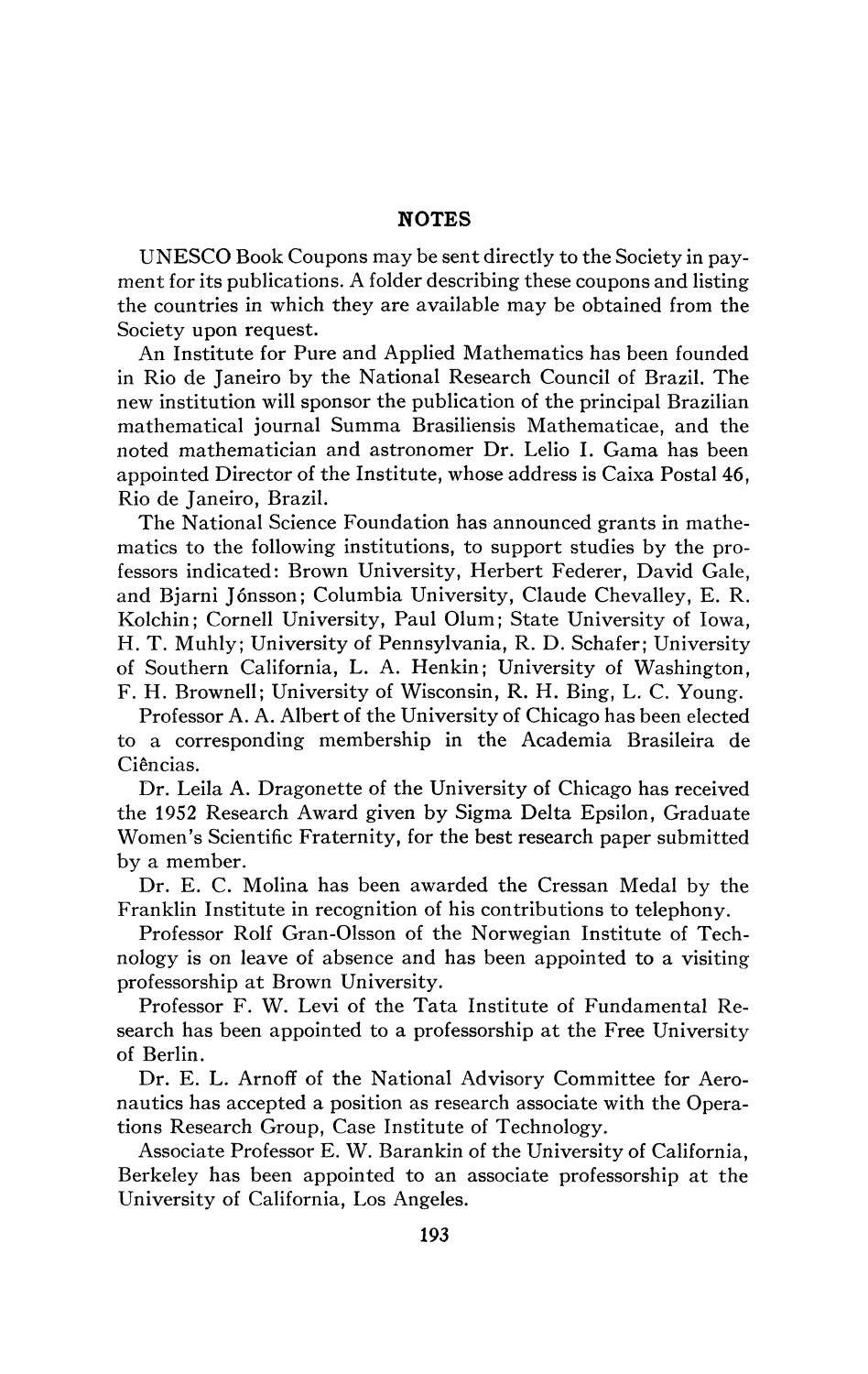# NOTES

UNESCO Book Coupons may be sent directly to the Society in payment for its publications. A folder describing these coupons and listing the countries in which they are available may be obtained from the Society upon request.

An Institute for Pure and Applied Mathematics has been founded in Rio de Janeiro by the National Research Council of Brazil. The new institution will sponsor the publication of the principal Brazilian mathematical journal Summa Brasiliensis Mathematicae, and the noted mathematician and astronomer Dr. Lelio I. Gama has been appointed Director of the Institute, whose address is Caixa Postal 46, Rio de Janeiro, Brazil.

The National Science Foundation has announced grants in mathematics to the following institutions, to support studies by the professors indicated: Brown University, Herbert Federer, David Gale, and Bjarni Jónsson; Columbia University, Claude Chevalley, E. R. Kolchin; Cornell University, Paul Olum; State University of Iowa, H. T. Muhly; University of Pennsylvania, R. D. Schafer; University of Southern California, L. A. Henkin; University of Washington, F. H. Brownell; University of Wisconsin, R. H. Bing, L. C. Young.

Professor A. A. Albert of the University of Chicago has been elected to a corresponding membership in the Academia Brasileira de Ciências.

Dr. Leila A. Dragonette of the University of Chicago has received the 1952 Research Award given by Sigma Delta Epsilon, Graduate Women's Scientific Fraternity, for the best research paper submitted by a member.

Dr. E. C. Molina has been awarded the Cressan Medal by the Franklin Institute in recognition of his contributions to telephony.

Professor Rolf Gran-Olsson of the Norwegian Institute of Technology is on leave of absence and has been appointed to a visiting professorship at Brown University.

Professor F. W. Levi of the Tata Institute of Fundamental Research has been appointed to a professorship at the Free University of Berlin.

Dr. E. L. Arnoff of the National Advisory Committee for Aeronautics has accepted a position as research associate with the Operations Research Group, Case Institute of Technology.

Associate Professor E. W. Barankin of the University of California, Berkeley has been appointed to an associate professorship at the University of California, Los Angeles.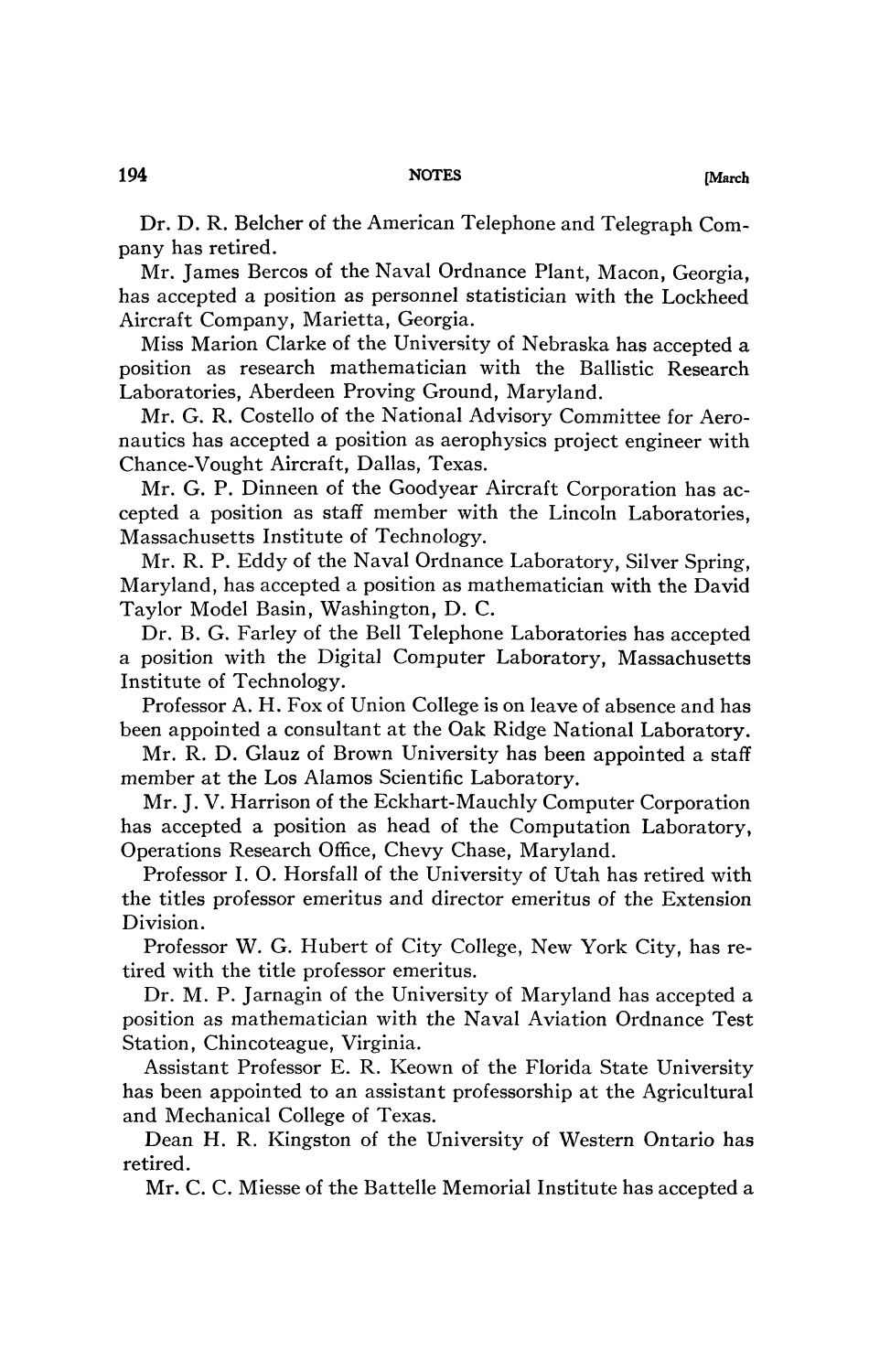Dr. D. R. Belcher of the American Telephone and Telegraph Company has retired.

Mr. James Bercos of the Naval Ordnance Plant, Macon, Georgia, has accepted a position as personnel statistician with the Lockheed Aircraft Company, Marietta, Georgia.

Miss Marion Clarke of the University of Nebraska has accepted a position as research mathematician with the Ballistic Research Laboratories, Aberdeen Proving Ground, Maryland.

Mr. G. R. Costello of the National Advisory Committee for Aeronautics has accepted a position as aerophysics project engineer with Chance-Vought Aircraft, Dallas, Texas.

Mr. G. P. Dinneen of the Goodyear Aircraft Corporation has accepted a position as staff member with the Lincoln Laboratories, Massachusetts Institute of Technology.

Mr. R. P. Eddy of the Naval Ordnance Laboratory, Silver Spring, Maryland, has accepted a position as mathematician with the David Taylor Model Basin, Washington, D. C.

Dr. B. G. Farley of the Bell Telephone Laboratories has accepted a position with the Digital Computer Laboratory, Massachusetts Institute of Technology.

Professor A. H. Fox of Union College is on leave of absence and has been appointed a consultant at the Oak Ridge National Laboratory.

Mr. R. D. Glauz of Brown University has been appointed a staff member at the Los Alamos Scientific Laboratory.

Mr. J. V. Harrison of the Eckhart-Mauchly Computer Corporation has accepted a position as head of the Computation Laboratory, Operations Research Office, Chevy Chase, Maryland.

Professor I. O. Horsfall of the University of Utah has retired with the titles professor emeritus and director emeritus of the Extension Division.

Professor W. G. Hubert of City College, New York City, has retired with the title professor emeritus.

Dr. M. P. Jarnagin of the University of Maryland has accepted a position as mathematician with the Naval Aviation Ordnance Test Station, Chincoteague, Virginia.

Assistant Professor E. R. Keown of the Florida State University has been appointed to an assistant professorship at the Agricultural and Mechanical College of Texas.

Dean H. R. Kingston of the University of Western Ontario has retired.

Mr. C. C. Miesse of the Battelle Memorial Institute has accepted a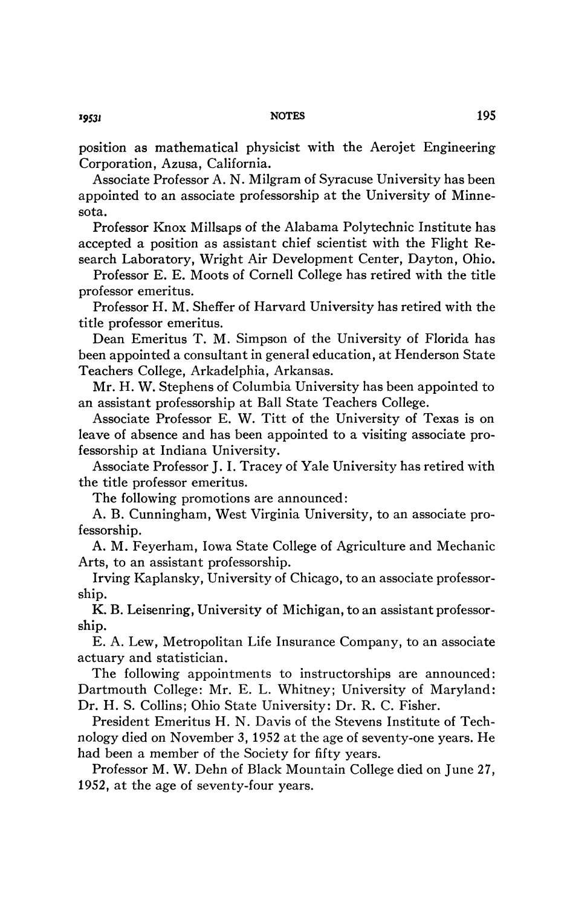position as mathematical physicist with the Aerojet Engineering Corporation, Azusa, California.

Associate Professor A. N. Milgram of Syracuse University has been appointed to an associate professorship at the University of Minnesota.

Professor Knox Millsaps of the Alabama Polytechnic Institute has accepted a position as assistant chief scientist with the Flight Research Laboratory, Wright Air Development Center, Dayton, Ohio.

Professor E. E. Moots of Cornell College has retired with the title professor emeritus.

Professor H. M. Sheffer of Harvard University has retired with the title professor emeritus.

Dean Emeritus T. M. Simpson of the University of Florida has been appointed a consultant in general education, at Henderson State Teachers College, Arkadelphia, Arkansas.

Mr. H. W. Stephens of Columbia University has been appointed to an assistant professorship at Ball State Teachers College.

Associate Professor E. W. Titt of the University of Texas is on leave of absence and has been appointed to a visiting associate professorship at Indiana University.

Associate Professor J. I. Tracey of Yale University has retired with the title professor emeritus.

The following promotions are announced:

A. B. Cunningham, West Virginia University, to an associate professorship.

A. M. Feyerham, Iowa State College of Agriculture and Mechanic Arts, to an assistant professorship.

Irving Kaplansky, University of Chicago, to an associate professorship.

K. B. Leisenring, University of Michigan, to an assistant professorship.

E. A. Lew, Metropolitan Life Insurance Company, to an associate actuary and statistician.

The following appointments to instructorships are announced: Dartmouth College: Mr. E. L. Whitney; University of Maryland: Dr. H. S. Collins; Ohio State University: Dr. R. C. Fisher.

President Emeritus H. N. Davis of the Stevens Institute of Technology died on November 3, 1952 at the age of seventy-one years. He had been a member of the Society for fifty years.

Professor M. W. Dehn of Black Mountain College died on June 27, 1952, at the age of seventy-four years.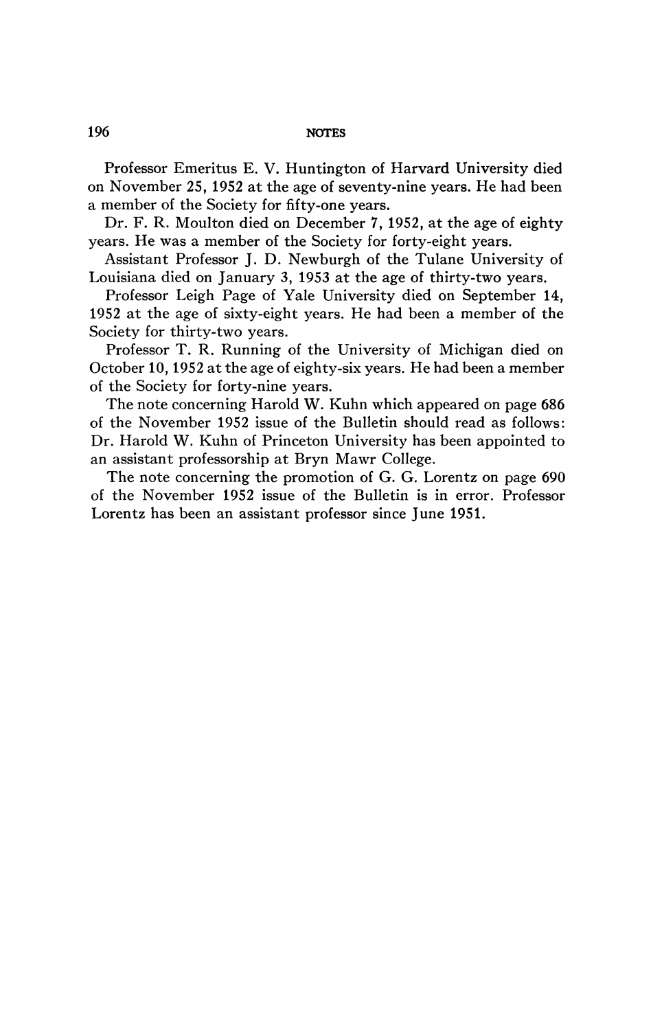Professor Emeritus E. V. Huntington of Harvard University died on November 25, 1952 at the age of seventy-nine years. He had been a member of the Society for fifty-one years.

Dr. F. R. Moulton died on December 7, 1952, at the age of eighty years. He was a member of the Society for forty-eight years.

Assistant Professor J. D. Newburgh of the Tulane University of Louisiana died on January 3, 1953 at the age of thirty-two years.

Professor Leigh Page of Yale University died on September 14, 1952 at the age of sixty-eight years. He had been a member of the Society for thirty-two years.

Professor T. R. Running of the University of Michigan died on October 10, 1952 at the age of eighty-six years. He had been a member of the Society for forty-nine years.

The note concerning Harold W. Kuhn which appeared on page 686 of the November 1952 issue of the Bulletin should read as follows: Dr. Harold W. Kuhn of Princeton University has been appointed to an assistant professorship at Bryn Mawr College.

The note concerning the promotion of G. G. Lorentz on page 690 of the November 1952 issue of the Bulletin is in error. Professor Lorentz has been an assistant professor since June 1951.